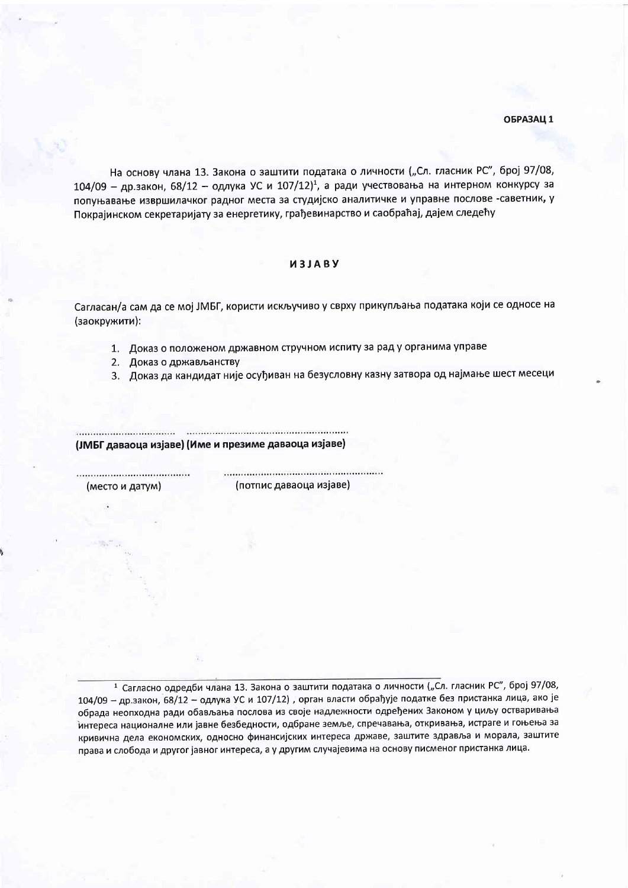**ОБРАЗАЦ 1**

На основу члана 13. Закона о заштити података о личности („Сл. гласник РС", број 97/08, 104/09 – др.закон, 68/12 – одлука УС и 107/12)[1], а ради учествовања на интерном конкурсу за попуњавање извршилачког радног места за студијско аналитичке и управне послове -саветник, у Покрајинском секретаријату за енергетику, грађевинарство и саобраћај, дајем следећу

## ИЗЈАВУ

Сагласан/а сам да се мој ЈМБГ, користи искључиво у сврху прикупљања података који се односе на (заокружити):

1. Доказ о положеном државном стручном испиту за рад у органима управе
2. Доказ о држављанству
3. Доказ да кандидат није осуђиван на безусловну казну затвора од најмање шест месеци

.................................. ..........................................................

**(ЈМБГ даваоца изјаве) (Име и презиме даваоца изјаве)**

.......................................... ..........................................................

(место и датум) (потпис даваоца изјаве)

---

[1] Сагласно одредби члана 13. Закона о заштити података о личности („Сл. гласник РС", број 97/08, 104/09 – др.закон, 68/12 – одлука УС и 107/12) , орган власти обрађује податке без пристанка лица, ако је обрада неопходна ради обављања послова из своје надлежности одређених Законом у циљу остваривања интереса националне или јавне безбедности, одбране земље, спречавања, откривања, истраге и гоњења за кривична дела економских, односно финансијских интереса државе, заштите здравља и морала, заштите права и слобода и другог јавног интереса, а у другим случајевима на основу писменог пристанка лица.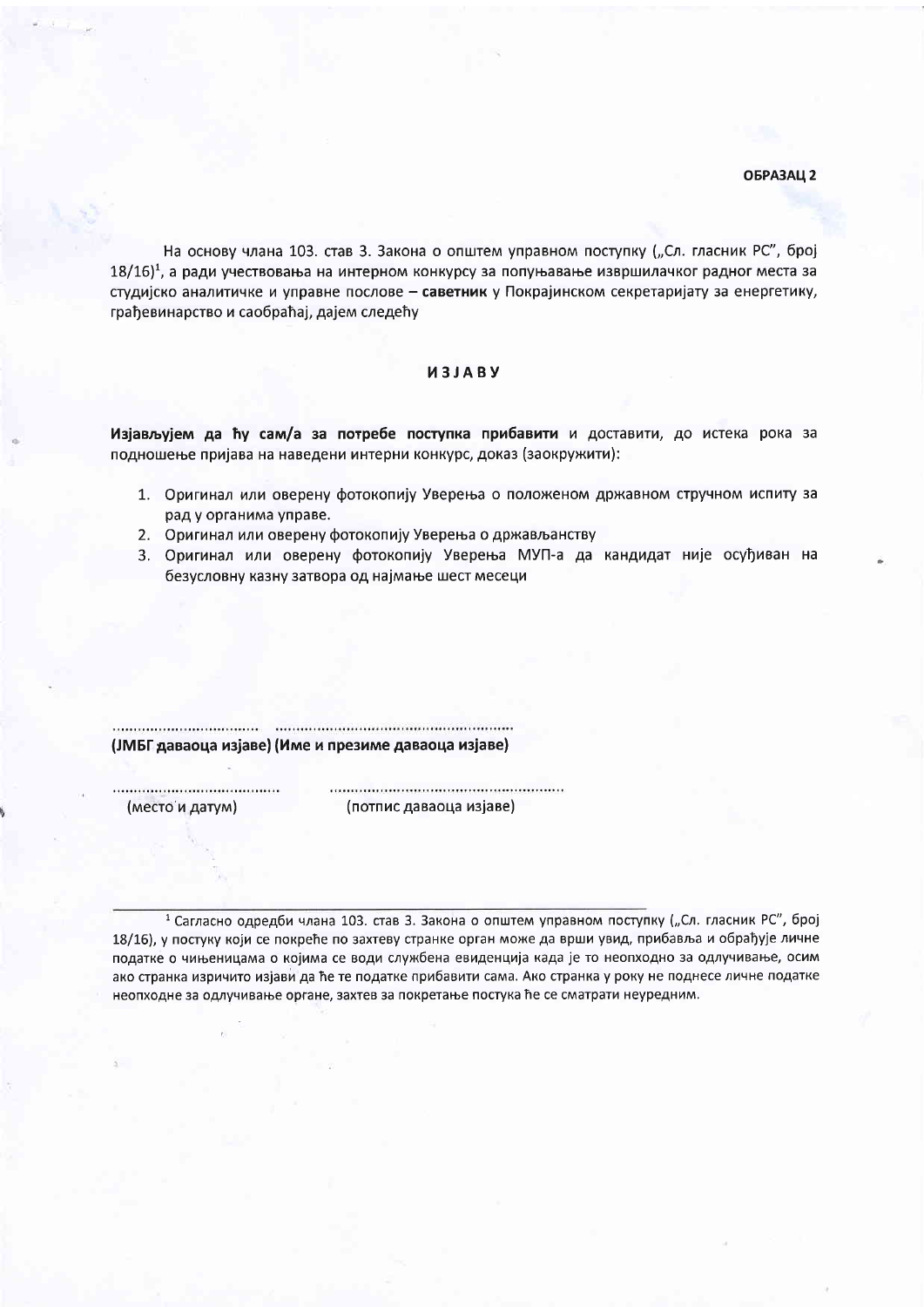**ОБРАЗАЦ 2**

На основу члана 103. став 3. Закона о општем управном поступку („Сл. гласник РС", број 18/16)[1], а ради учествовања на интерном конкурсу за попуњавање извршилачког радног места за студијско аналитичке и управне послове – **саветник** у Покрајинском секретаријату за енергетику, грађевинарство и саобраћај, дајем следећу

## ИЗЈАВУ

**Изјављујем да ћу сам/а за потребе поступка прибавити** и доставити, до истека рока за подношење пријава на наведени интерни конкурс, доказ (заокружити):

1. Оригинал или оверену фотокопију Уверења о положеном државном стручном испиту за рад у органима управе.
2. Оригинал или оверену фотокопију Уверења о држављанству
3. Оригинал или оверену фотокопију Уверења МУП-а да кандидат није осуђиван на безусловну казну затвора од најмање шест месеци

................................ ......................................................

**(ЈМБГ даваоца изјаве) (Име и презиме даваоца изјаве)**

.................................... ......................................................

(место и датум) (потпис даваоца изјаве)

---

[1] Сагласно одредби члана 103. став 3. Закона о општем управном поступку („Сл. гласник РС", број 18/16), у постуку који се покреће по захтеву странке орган може да врши увид, прибавља и обрађује личне податке о чињеницама о којима се води службена евиденција када је то неопходно за одлучивање, осим ако странка изричито изјави да ће те податке прибавити сама. Ако странка у року не поднесе личне податке неопходне за одлучивање органе, захтев за покретање постука ће се сматрати неуредним.